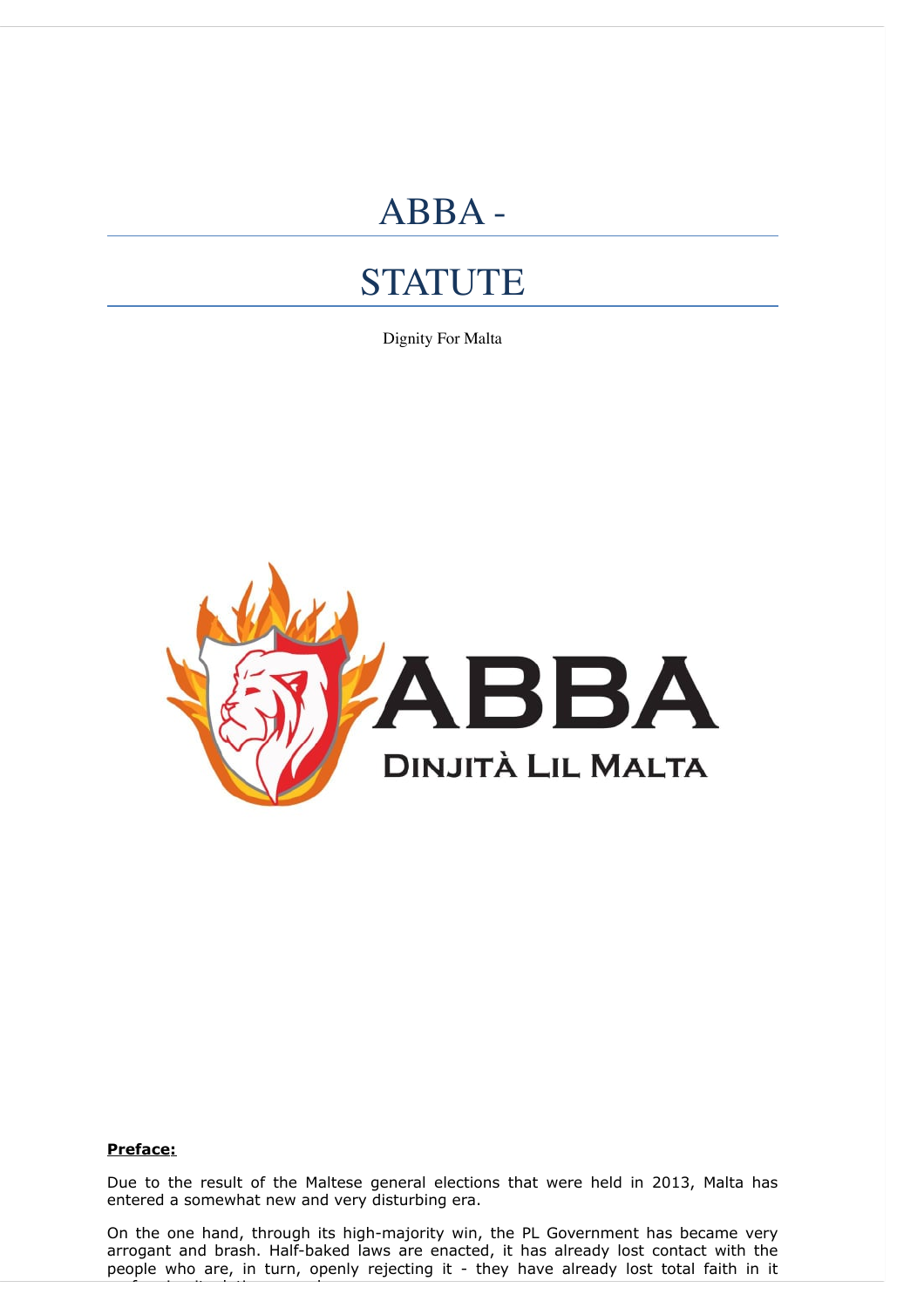# ABBA -

# STATUTE

Dignity For Malta

**ABBA**

**DINJITÀ LIL MALTA**

**Preface:**

Due to the result of the Maltese general elections that were held in 2013, Malta has entered a somewhat new and very disturbing era.

On the one hand, through its high-majority win, the PL Government has became very arrogant and brash. Half-baked laws are enacted, it has already lost contact with the people who are, in turn, openly rejecting it - they have already lost total faith in it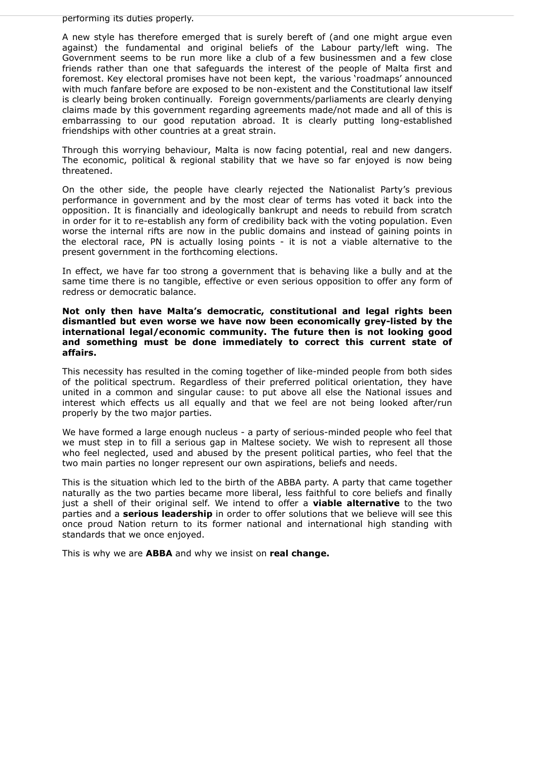performing its duties properly.

A new style has therefore emerged that is surely bereft of (and one might argue even against) the fundamental and original beliefs of the Labour party/left wing. The Government seems to be run more like a club of a few businessmen and a few close friends rather than one that safeguards the interest of the people of Malta first and foremost. Key electoral promises have not been kept, the various 'roadmaps' announced with much fanfare before are exposed to be non-existent and the Constitutional law itself is clearly being broken continually. Foreign governments/parliaments are clearly denying claims made by this government regarding agreements made/not made and all of this is embarrassing to our good reputation abroad. It is clearly putting long-established friendships with other countries at a great strain.

Through this worrying behaviour, Malta is now facing potential, real and new dangers. The economic, political & regional stability that we have so far enjoyed is now being threatened.

On the other side, the people have clearly rejected the Nationalist Party's previous performance in government and by the most clear of terms has voted it back into the opposition. It is financially and ideologically bankrupt and needs to rebuild from scratch in order for it to re-establish any form of credibility back with the voting population. Even worse the internal rifts are now in the public domains and instead of gaining points in the electoral race, PN is actually losing points - it is not a viable alternative to the present government in the forthcoming elections.

In effect, we have far too strong a government that is behaving like a bully and at the same time there is no tangible, effective or even serious opposition to offer any form of redress or democratic balance.

**Not only then have Malta's democratic, constitutional and legal rights been dismantled but even worse we have now been economically grey-listed by the international legal/economic community. The future then is not looking good and something must be done immediately to correct this current state of affairs.**

This necessity has resulted in the coming together of like-minded people from both sides of the political spectrum. Regardless of their preferred political orientation, they have united in a common and singular cause: to put above all else the National issues and interest which effects us all equally and that we feel are not being looked after/run properly by the two major parties.

We have formed a large enough nucleus - a party of serious-minded people who feel that we must step in to fill a serious gap in Maltese society. We wish to represent all those who feel neglected, used and abused by the present political parties, who feel that the two main parties no longer represent our own aspirations, beliefs and needs.

This is the situation which led to the birth of the ABBA party. A party that came together naturally as the two parties became more liberal, less faithful to core beliefs and finally just a shell of their original self. We intend to offer a **viable alternative** to the two parties and a **serious leadership** in order to offer solutions that we believe will see this once proud Nation return to its former national and international high standing with standards that we once enjoyed.

This is why we are **ABBA** and why we insist on **real change.**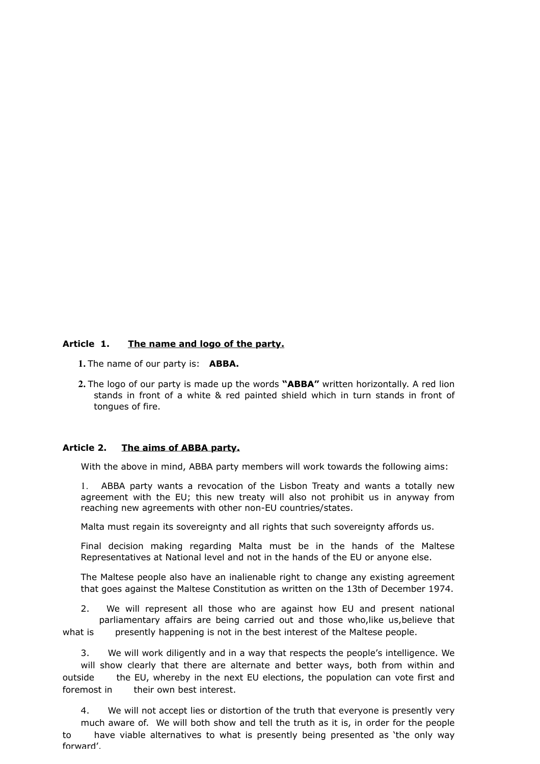**Article 1. <u>The name and logo of the party.</u>**

1. The name of our party is: **ABBA.**

2. The logo of our party is made up the words **"ABBA"** written horizontally. A red lion stands in front of a white & red painted shield which in turn stands in front of tongues of fire.

**Article 2. <u>The aims of ABBA party.</u>**

With the above in mind, ABBA party members will work towards the following aims:

1. ABBA party wants a revocation of the Lisbon Treaty and wants a totally new agreement with the EU; this new treaty will also not prohibit us in anyway from reaching new agreements with other non-EU countries/states.

   Malta must regain its sovereignty and all rights that such sovereignty affords us.

   Final decision making regarding Malta must be in the hands of the Maltese Representatives at National level and not in the hands of the EU or anyone else.

   The Maltese people also have an inalienable right to change any existing agreement that goes against the Maltese Constitution as written on the 13th of December 1974.

2. We will represent all those who are against how EU and present national parliamentary affairs are being carried out and those who,like us,believe that what is presently happening is not in the best interest of the Maltese people.

3. We will work diligently and in a way that respects the people's intelligence. We will show clearly that there are alternate and better ways, both from within and outside the EU, whereby in the next EU elections, the population can vote first and foremost in their own best interest.

4. We will not accept lies or distortion of the truth that everyone is presently very much aware of. We will both show and tell the truth as it is, in order for the people to have viable alternatives to what is presently being presented as 'the only way forward'.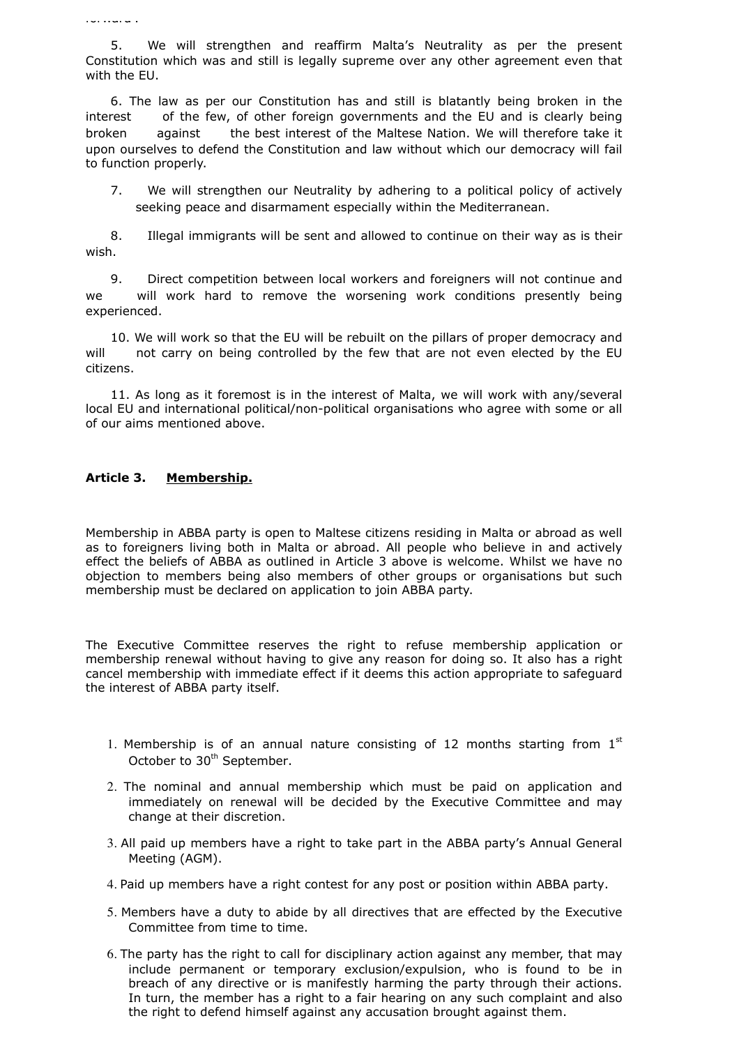5. We will strengthen and reaffirm Malta's Neutrality as per the present Constitution which was and still is legally supreme over any other agreement even that with the EU.

6. The law as per our Constitution has and still is blatantly being broken in the interest of the few, of other foreign governments and the EU and is clearly being broken against the best interest of the Maltese Nation. We will therefore take it upon ourselves to defend the Constitution and law without which our democracy will fail to function properly.

7. We will strengthen our Neutrality by adhering to a political policy of actively seeking peace and disarmament especially within the Mediterranean.

8. Illegal immigrants will be sent and allowed to continue on their way as is their wish.

9. Direct competition between local workers and foreigners will not continue and we will work hard to remove the worsening work conditions presently being experienced.

10. We will work so that the EU will be rebuilt on the pillars of proper democracy and will not carry on being controlled by the few that are not even elected by the EU citizens.

11. As long as it foremost is in the interest of Malta, we will work with any/several local EU and international political/non-political organisations who agree with some or all of our aims mentioned above.

**Article 3. <u>Membership.</u>**

Membership in ABBA party is open to Maltese citizens residing in Malta or abroad as well as to foreigners living both in Malta or abroad. All people who believe in and actively effect the beliefs of ABBA as outlined in Article 3 above is welcome. Whilst we have no objection to members being also members of other groups or organisations but such membership must be declared on application to join ABBA party.

The Executive Committee reserves the right to refuse membership application or membership renewal without having to give any reason for doing so. It also has a right cancel membership with immediate effect if it deems this action appropriate to safeguard the interest of ABBA party itself.

1. Membership is of an annual nature consisting of 12 months starting from 1st October to 30th September.
2. The nominal and annual membership which must be paid on application and immediately on renewal will be decided by the Executive Committee and may change at their discretion.
3. All paid up members have a right to take part in the ABBA party's Annual General Meeting (AGM).
4. Paid up members have a right contest for any post or position within ABBA party.
5. Members have a duty to abide by all directives that are effected by the Executive Committee from time to time.
6. The party has the right to call for disciplinary action against any member, that may include permanent or temporary exclusion/expulsion, who is found to be in breach of any directive or is manifestly harming the party through their actions. In turn, the member has a right to a fair hearing on any such complaint and also the right to defend himself against any accusation brought against them.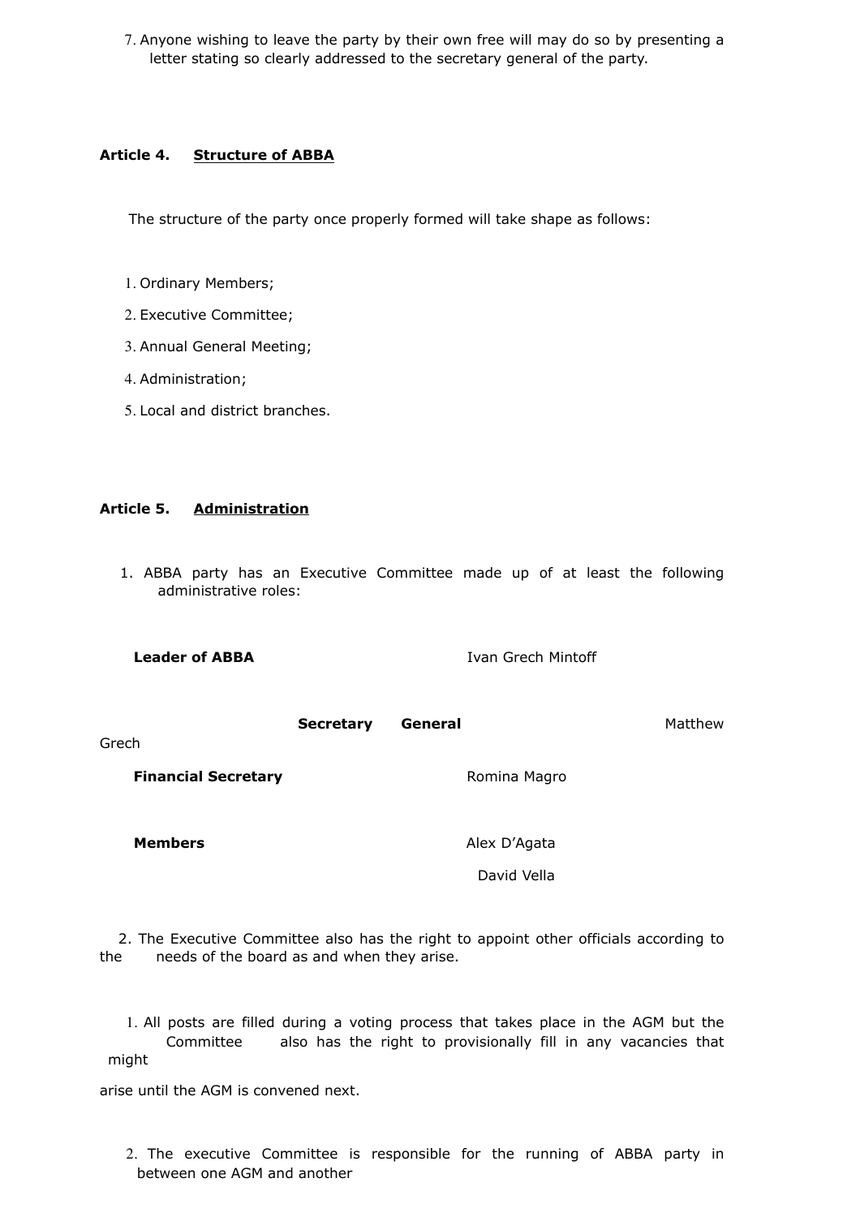7. Anyone wishing to leave the party by their own free will may do so by presenting a letter stating so clearly addressed to the secretary general of the party.

### Article 4. **Structure of ABBA**

The structure of the party once properly formed will take shape as follows:

1. Ordinary Members;
2. Executive Committee;
3. Annual General Meeting;
4. Administration;
5. Local and district branches.

### Article 5. **Administration**

1. ABBA party has an Executive Committee made up of at least the following administrative roles:

| | |
|---|---|
| **Leader of ABBA** | Ivan Grech Mintoff |
| **Secretary General** | Matthew Grech |
| **Financial Secretary** | Romina Magro |
| **Members** | Alex D'Agata |
| | David Vella |

2. The Executive Committee also has the right to appoint other officials according to the needs of the board as and when they arise.

1. All posts are filled during a voting process that takes place in the AGM but the Committee also has the right to provisionally fill in any vacancies that might arise until the AGM is convened next.

2. The executive Committee is responsible for the running of ABBA party in between one AGM and another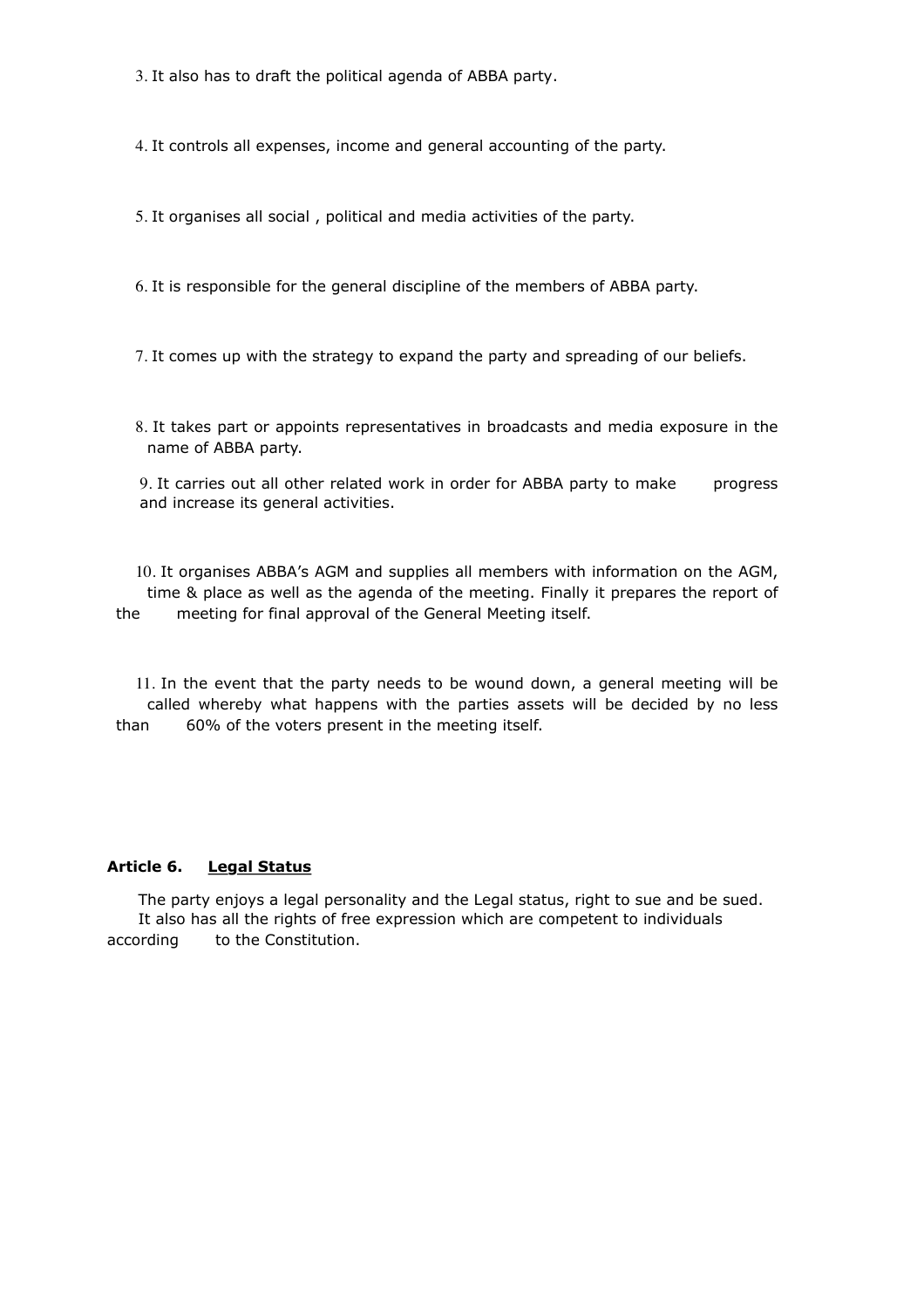3. It also has to draft the political agenda of ABBA party.

4. It controls all expenses, income and general accounting of the party.

5. It organises all social , political and media activities of the party.

6. It is responsible for the general discipline of the members of ABBA party.

7. It comes up with the strategy to expand the party and spreading of our beliefs.

8. It takes part or appoints representatives in broadcasts and media exposure in the name of ABBA party.

9. It carries out all other related work in order for ABBA party to make progress and increase its general activities.

10. It organises ABBA's AGM and supplies all members with information on the AGM, time & place as well as the agenda of the meeting. Finally it prepares the report of the meeting for final approval of the General Meeting itself.

11. In the event that the party needs to be wound down, a general meeting will be called whereby what happens with the parties assets will be decided by no less than 60% of the voters present in the meeting itself.

**Article 6. <u>Legal Status</u>**

The party enjoys a legal personality and the Legal status, right to sue and be sued. It also has all the rights of free expression which are competent to individuals according to the Constitution.